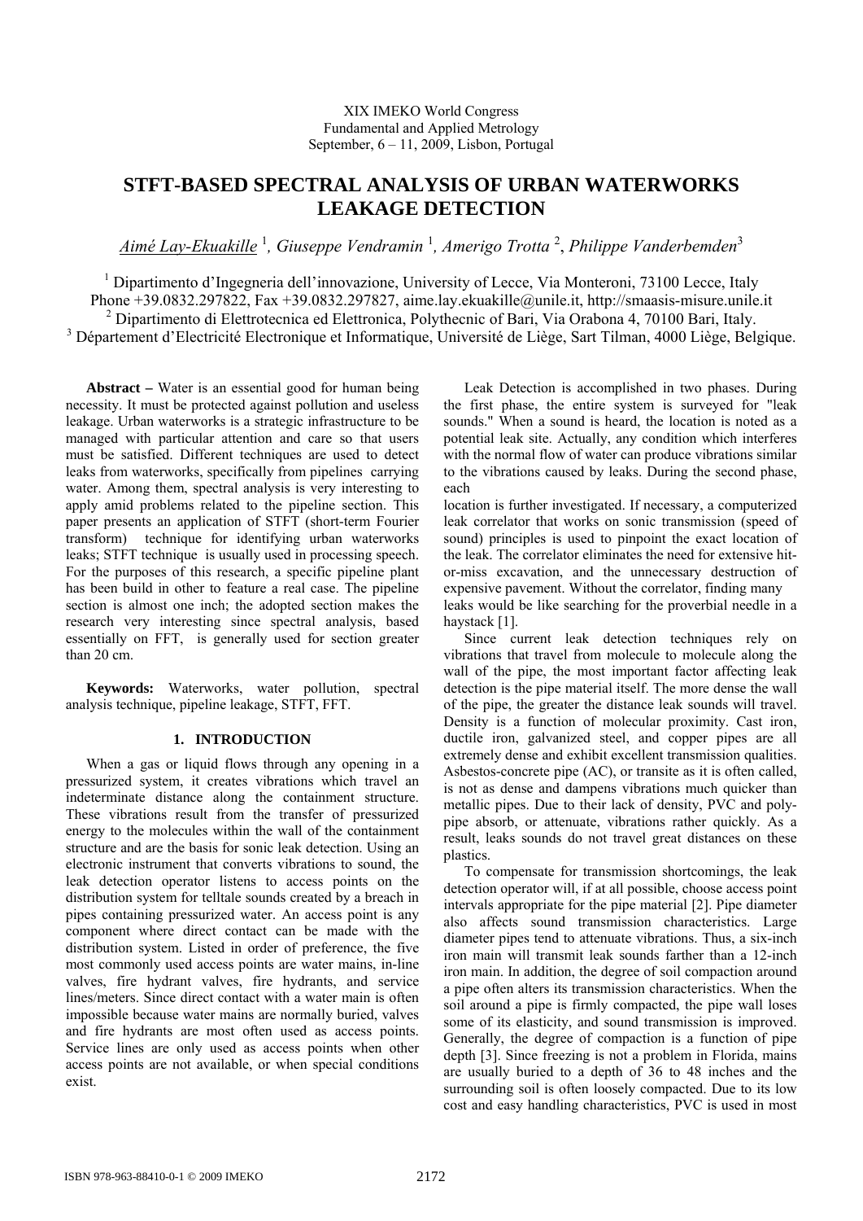XIX IMEKO World Congress
Fundamental and Applied Metrology
September, 6 – 11, 2009, Lisbon, Portugal

# STFT-BASED SPECTRAL ANALYSIS OF URBAN WATERWORKS LEAKAGE DETECTION

*Aimé Lay-Ekuakille* [1], *Giuseppe Vendramin* [1], *Amerigo Trotta* [2], *Philippe Vanderbemden*[3]

[1] Dipartimento d'Ingegneria dell'innovazione, University of Lecce, Via Monteroni, 73100 Lecce, Italy
Phone +39.0832.297822, Fax +39.0832.297827, aime.lay.ekuakille@unile.it, http://smaasis-misure.unile.it
[2] Dipartimento di Elettrotecnica ed Elettronica, Polythecnic of Bari, Via Orabona 4, 70100 Bari, Italy.
[3] Département d'Electricité Electronique et Informatique, Université de Liège, Sart Tilman, 4000 Liège, Belgique.

**Abstract –** Water is an essential good for human being necessity. It must be protected against pollution and useless leakage. Urban waterworks is a strategic infrastructure to be managed with particular attention and care so that users must be satisfied. Different techniques are used to detect leaks from waterworks, specifically from pipelines carrying water. Among them, spectral analysis is very interesting to apply amid problems related to the pipeline section. This paper presents an application of STFT (short-term Fourier transform) technique for identifying urban waterworks leaks; STFT technique is usually used in processing speech. For the purposes of this research, a specific pipeline plant has been build in other to feature a real case. The pipeline section is almost one inch; the adopted section makes the research very interesting since spectral analysis, based essentially on FFT, is generally used for section greater than 20 cm.

**Keywords:** Waterworks, water pollution, spectral analysis technique, pipeline leakage, STFT, FFT.

## 1. INTRODUCTION

When a gas or liquid flows through any opening in a pressurized system, it creates vibrations which travel an indeterminate distance along the containment structure. These vibrations result from the transfer of pressurized energy to the molecules within the wall of the containment structure and are the basis for sonic leak detection. Using an electronic instrument that converts vibrations to sound, the leak detection operator listens to access points on the distribution system for telltale sounds created by a breach in pipes containing pressurized water. An access point is any component where direct contact can be made with the distribution system. Listed in order of preference, the five most commonly used access points are water mains, in-line valves, fire hydrant valves, fire hydrants, and service lines/meters. Since direct contact with a water main is often impossible because water mains are normally buried, valves and fire hydrants are most often used as access points. Service lines are only used as access points when other access points are not available, or when special conditions exist.

Leak Detection is accomplished in two phases. During the first phase, the entire system is surveyed for "leak sounds." When a sound is heard, the location is noted as a potential leak site. Actually, any condition which interferes with the normal flow of water can produce vibrations similar to the vibrations caused by leaks. During the second phase, each location is further investigated. If necessary, a computerized leak correlator that works on sonic transmission (speed of sound) principles is used to pinpoint the exact location of the leak. The correlator eliminates the need for extensive hit-or-miss excavation, and the unnecessary destruction of expensive pavement. Without the correlator, finding many leaks would be like searching for the proverbial needle in a haystack [1].

Since current leak detection techniques rely on vibrations that travel from molecule to molecule along the wall of the pipe, the most important factor affecting leak detection is the pipe material itself. The more dense the wall of the pipe, the greater the distance leak sounds will travel. Density is a function of molecular proximity. Cast iron, ductile iron, galvanized steel, and copper pipes are all extremely dense and exhibit excellent transmission qualities. Asbestos-concrete pipe (AC), or transite as it is often called, is not as dense and dampens vibrations much quicker than metallic pipes. Due to their lack of density, PVC and poly-pipe absorb, or attenuate, vibrations rather quickly. As a result, leaks sounds do not travel great distances on these plastics.

To compensate for transmission shortcomings, the leak detection operator will, if at all possible, choose access point intervals appropriate for the pipe material [2]. Pipe diameter also affects sound transmission characteristics. Large diameter pipes tend to attenuate vibrations. Thus, a six-inch iron main will transmit leak sounds farther than a 12-inch iron main. In addition, the degree of soil compaction around a pipe often alters its transmission characteristics. When the soil around a pipe is firmly compacted, the pipe wall loses some of its elasticity, and sound transmission is improved. Generally, the degree of compaction is a function of pipe depth [3]. Since freezing is not a problem in Florida, mains are usually buried to a depth of 36 to 48 inches and the surrounding soil is often loosely compacted. Due to its low cost and easy handling characteristics, PVC is used in most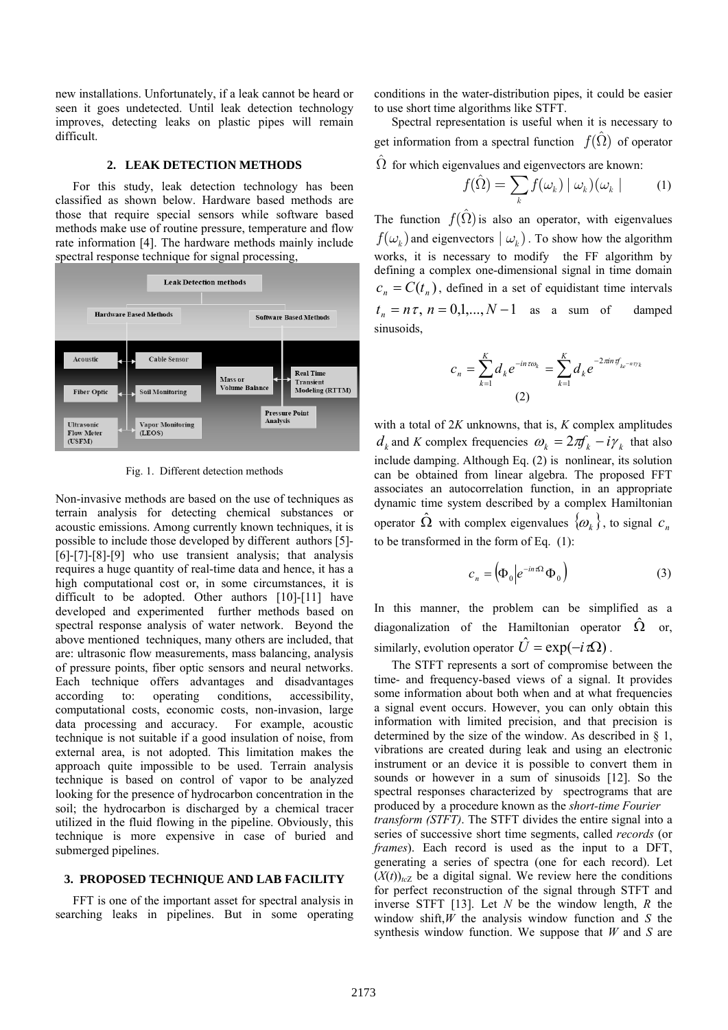new installations. Unfortunately, if a leak cannot be heard or seen it goes undetected. Until leak detection technology improves, detecting leaks on plastic pipes will remain difficult.

## 2. LEAK DETECTION METHODS

For this study, leak detection technology has been classified as shown below. Hardware based methods are those that require special sensors while software based methods make use of routine pressure, temperature and flow rate information [4]. The hardware methods mainly include spectral response technique for signal processing,

Leak Detection methods

Hardware Based Methods

Software Based Methods

Acoustic

Cable Sensor

Fiber Optic

Soil Monitoring

Ultrasonic Flow Meter (USFM)

Vapor Monitoring (LEOS)

Mass or Volume Balance

Real Time Transient Modeling (RTTM)

Pressure Point Analysis

Fig. 1. Different detection methods

Non-invasive methods are based on the use of techniques as terrain analysis for detecting chemical substances or acoustic emissions. Among currently known techniques, it is possible to include those developed by different authors [5]-[6]-[7]-[8]-[9] who use transient analysis; that analysis requires a huge quantity of real-time data and hence, it has a high computational cost or, in some circumstances, it is difficult to be adopted. Other authors [10]-[11] have developed and experimented further methods based on spectral response analysis of water network. Beyond the above mentioned techniques, many others are included, that are: ultrasonic flow measurements, mass balancing, analysis of pressure points, fiber optic sensors and neural networks. Each technique offers advantages and disadvantages according to: operating conditions, accessibility, computational costs, economic costs, non-invasion, large data processing and accuracy. For example, acoustic technique is not suitable if a good insulation of noise, from external area, is not adopted. This limitation makes the approach quite impossible to be used. Terrain analysis technique is based on control of vapor to be analyzed looking for the presence of hydrocarbon concentration in the soil; the hydrocarbon is discharged by a chemical tracer utilized in the fluid flowing in the pipeline. Obviously, this technique is more expensive in case of buried and submerged pipelines.

## 3. PROPOSED TECHNIQUE AND LAB FACILITY

FFT is one of the important asset for spectral analysis in searching leaks in pipelines. But in some operating conditions in the water-distribution pipes, it could be easier to use short time algorithms like STFT.

Spectral representation is useful when it is necessary to get information from a spectral function $f(\hat{\Omega})$ of operator $\hat{\Omega}$ for which eigenvalues and eigenvectors are known:

$$f(\hat{\Omega}) = \sum_k f(\omega_k) \mid \omega_k)(\omega_k \mid \qquad (1)$$

The function $f(\hat{\Omega})$ is also an operator, with eigenvalues $f(\omega_k)$ and eigenvectors $\mid \omega_k)$. To show how the algorithm works, it is necessary to modify the FF algorithm by defining a complex one-dimensional signal in time domain $c_n = C(t_n)$, defined in a set of equidistant time intervals $t_n = n\tau,\ n = 0,1,...,N-1$ as a sum of damped sinusoids,

$$c_n = \sum_{k=1}^{K} d_k e^{-in\tau\omega_k} = \sum_{k=1}^{K} d_k e^{-2\pi i n\tau f_k e^{-n\tau\gamma_k}} \qquad (2)$$

with a total of 2*K* unknowns, that is, *K* complex amplitudes $d_k$ and *K* complex frequencies $\omega_k = 2\pi f_k - i\gamma_k$ that also include damping. Although Eq. (2) is nonlinear, its solution can be obtained from linear algebra. The proposed FFT associates an autocorrelation function, in an appropriate dynamic time system described by a complex Hamiltonian operator $\hat{\Omega}$ with complex eigenvalues $\{\omega_k\}$, to signal $c_n$ to be transformed in the form of Eq. (1):

$$c_n = \left(\Phi_0 \middle| e^{-in\tau\Omega} \Phi_0\right) \qquad (3)$$

In this manner, the problem can be simplified as a diagonalization of the Hamiltonian operator $\hat{\Omega}$ or, similarly, evolution operator $\hat{U} = \exp(-i\tau\Omega)$.

The STFT represents a sort of compromise between the time- and frequency-based views of a signal. It provides some information about both when and at what frequencies a signal event occurs. However, you can only obtain this information with limited precision, and that precision is determined by the size of the window. As described in § 1, vibrations are created during leak and using an electronic instrument or an device it is possible to convert them in sounds or however in a sum of sinusoids [12]. So the spectral responses characterized by spectrograms that are produced by a procedure known as the *short-time Fourier transform (STFT)*. The STFT divides the entire signal into a series of successive short time segments, called *records* (or *frames*). Each record is used as the input to a DFT, generating a series of spectra (one for each record). Let $(X(t))_{t\in Z}$ be a digital signal. We review here the conditions for perfect reconstruction of the signal through STFT and inverse STFT [13]. Let *N* be the window length, *R* the window shift, *W* the analysis window function and *S* the synthesis window function. We suppose that *W* and *S* are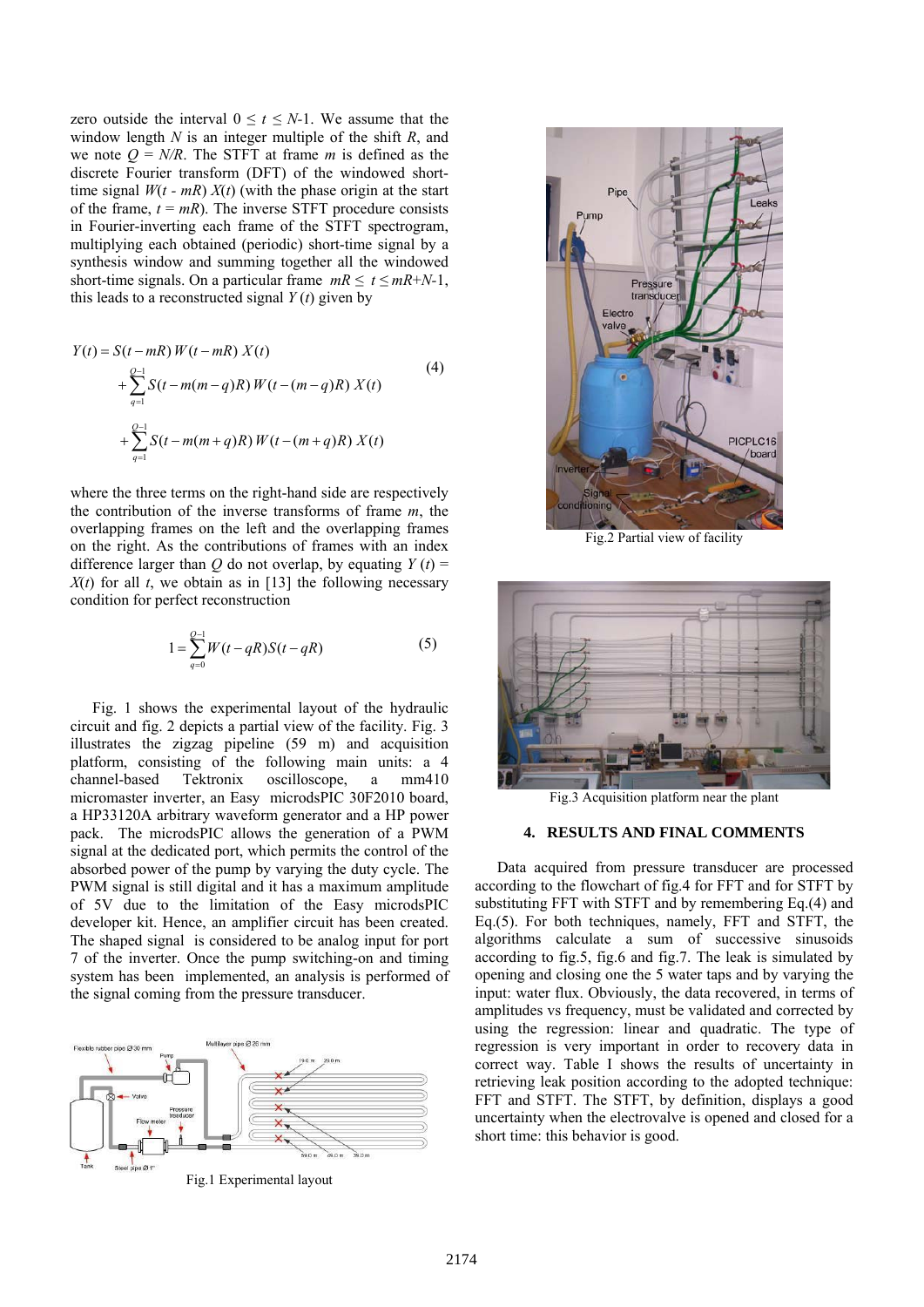zero outside the interval $0 \leq t \leq N$-1. We assume that the window length $N$ is an integer multiple of the shift $R$, and we note $Q = N/R$. The STFT at frame $m$ is defined as the discrete Fourier transform (DFT) of the windowed short-time signal $W(t - mR)\, X(t)$ (with the phase origin at the start of the frame, $t = mR$). The inverse STFT procedure consists in Fourier-inverting each frame of the STFT spectrogram, multiplying each obtained (periodic) short-time signal by a synthesis window and summing together all the windowed short-time signals. On a particular frame $mR \leq t \leq mR+N-1$, this leads to a reconstructed signal $Y(t)$ given by

$$
\begin{aligned}
Y(t) &= S(t-mR)\, W(t-mR)\, X(t) \\
&+ \sum_{q=1}^{Q-1} S(t-m(m-q)R)\, W(t-(m-q)R)\, X(t) \\
&+ \sum_{q=1}^{Q-1} S(t-m(m+q)R)\, W(t-(m+q)R)\, X(t)
\end{aligned}
\tag{4}
$$

where the three terms on the right-hand side are respectively the contribution of the inverse transforms of frame $m$, the overlapping frames on the left and the overlapping frames on the right. As the contributions of frames with an index difference larger than $Q$ do not overlap, by equating $Y(t) = X(t)$ for all $t$, we obtain as in [13] the following necessary condition for perfect reconstruction

$$
1 = \sum_{q=0}^{Q-1} W(t-qR)S(t-qR) \tag{5}
$$

Fig. 1 shows the experimental layout of the hydraulic circuit and fig. 2 depicts a partial view of the facility. Fig. 3 illustrates the zigzag pipeline (59 m) and acquisition platform, consisting of the following main units: a 4 channel-based Tektronix oscilloscope, a mm410 micromaster inverter, an Easy microdsPIC 30F2010 board, a HP33120A arbitrary waveform generator and a HP power pack. The microdsPIC allows the generation of a PWM signal at the dedicated port, which permits the control of the absorbed power of the pump by varying the duty cycle. The PWM signal is still digital and it has a maximum amplitude of 5V due to the limitation of the Easy microdsPIC developer kit. Hence, an amplifier circuit has been created. The shaped signal is considered to be analog input for port 7 of the inverter. Once the pump switching-on and timing system has been implemented, an analysis is performed of the signal coming from the pressure transducer.

Flexible rubber pipe Ø 30 mm
Pump
Multilayer pipe Ø 26 mm
Valve
Pressure transducer
Flow meter
Tank
Steel pipe Ø 1"
19.0 m
29.0 m
59.0 m
49.0 m
39.0 m

Fig.1 Experimental layout

Pipe
Pump
Leaks
Pressure transducer
Electro valve
PICPLC16 board
Inverter
Signal conditioning

Fig.2 Partial view of facility

Fig.3 Acquisition platform near the plant

## 4. RESULTS AND FINAL COMMENTS

Data acquired from pressure transducer are processed according to the flowchart of fig.4 for FFT and for STFT by substituting FFT with STFT and by remembering Eq.(4) and Eq.(5). For both techniques, namely, FFT and STFT, the algorithms calculate a sum of successive sinusoids according to fig.5, fig.6 and fig.7. The leak is simulated by opening and closing one the 5 water taps and by varying the input: water flux. Obviously, the data recovered, in terms of amplitudes vs frequency, must be validated and corrected by using the regression: linear and quadratic. The type of regression is very important in order to recovery data in correct way. Table I shows the results of uncertainty in retrieving leak position according to the adopted technique: FFT and STFT. The STFT, by definition, displays a good uncertainty when the electrovalve is opened and closed for a short time: this behavior is good.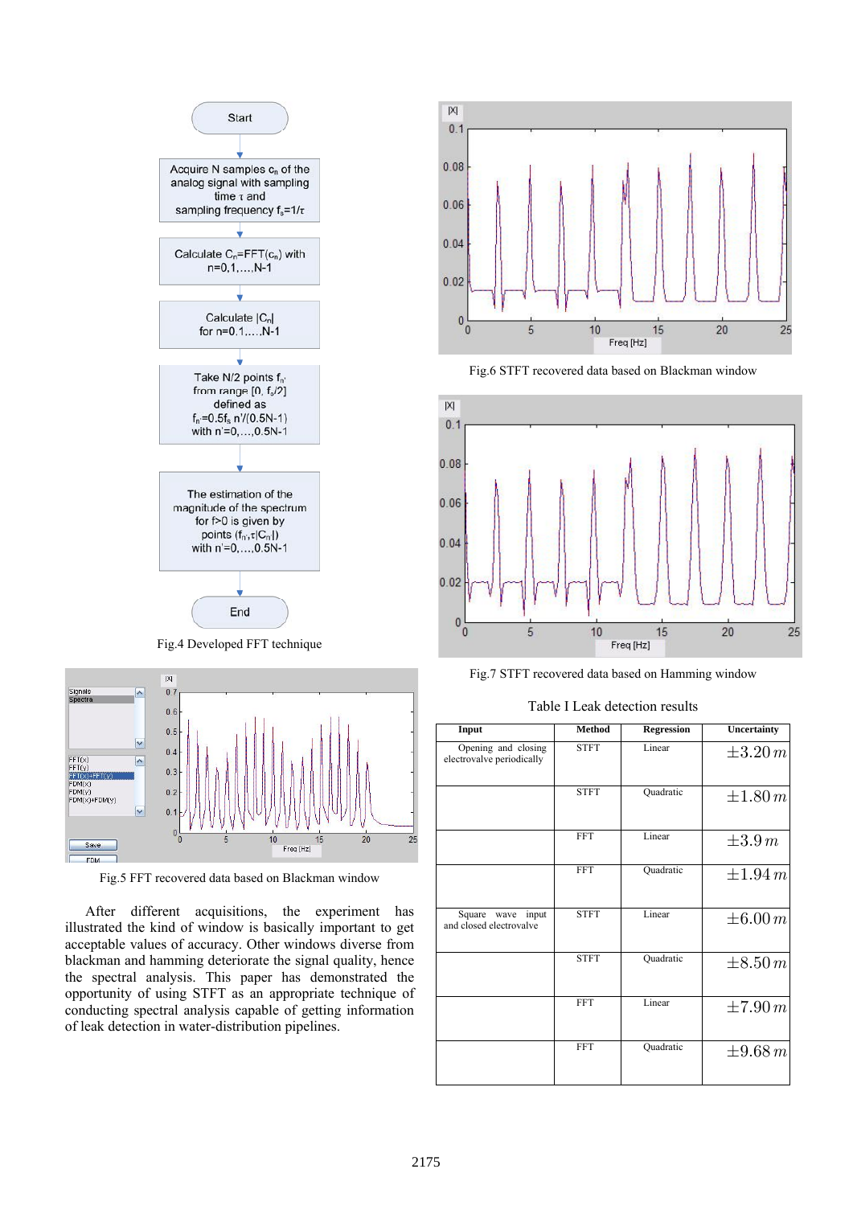Start

Acquire N samples $c_n$ of the analog signal with sampling time $\tau$ and sampling frequency $f_s=1/\tau$

Calculate $C_n$=FFT($c_n$) with n=0,1,....,N-1

Calculate $|C_n|$ for n=0,1,....,N-1

Take N/2 points $f_{n'}$ from range $[0, f_s/2]$ defined as $f_{n'}=0.5f_s\, n'/(0.5N-1)$ with n'=0,...,0.5N-1

The estimation of the magnitude of the spectrum for f>0 is given by points $(f_{n'}, \tau|C_{n'}|)$ with n'=0,...,0.5N-1

End

Fig.4 Developed FFT technique

Signals
Spectra
FFT(x)
FFT(y)
FFT(x)+FFT(y)
FDM(x)
FDM(y)
FDM(x)+FDM(y)
Save
FDM

|X|
0.7
0.6
0.5
0.4
0.3
0.2
0.1
0
0
5
10
15
20
25
Freq [Hz]

Fig.5 FFT recovered data based on Blackman window

After different acquisitions, the experiment has illustrated the kind of window is basically important to get acceptable values of accuracy. Other windows diverse from blackman and hamming deteriorate the signal quality, hence the spectral analysis. This paper has demonstrated the opportunity of using STFT as an appropriate technique of conducting spectral analysis capable of getting information of leak detection in water-distribution pipelines.

|X|
0.1
0.08
0.06
0.04
0.02
0
0
5
10
15
20
25
Freq [Hz]

Fig.6 STFT recovered data based on Blackman window

|X|
0.1
0.08
0.06
0.04
0.02
0
0
5
10
15
20
25
Freq [Hz]

Fig.7 STFT recovered data based on Hamming window

Table I Leak detection results

| Input | Method | Regression | Uncertainty |
|---|---|---|---|
| Opening and closing electrovalve periodically | STFT | Linear | $\pm 3.20\,m$ |
| | STFT | Quadratic | $\pm 1.80\,m$ |
| | FFT | Linear | $\pm 3.9\,m$ |
| | FFT | Quadratic | $\pm 1.94\,m$ |
| Square wave input and closed electrovalve | STFT | Linear | $\pm 6.00\,m$ |
| | STFT | Quadratic | $\pm 8.50\,m$ |
| | FFT | Linear | $\pm 7.90\,m$ |
| | FFT | Quadratic | $\pm 9.68\,m$ |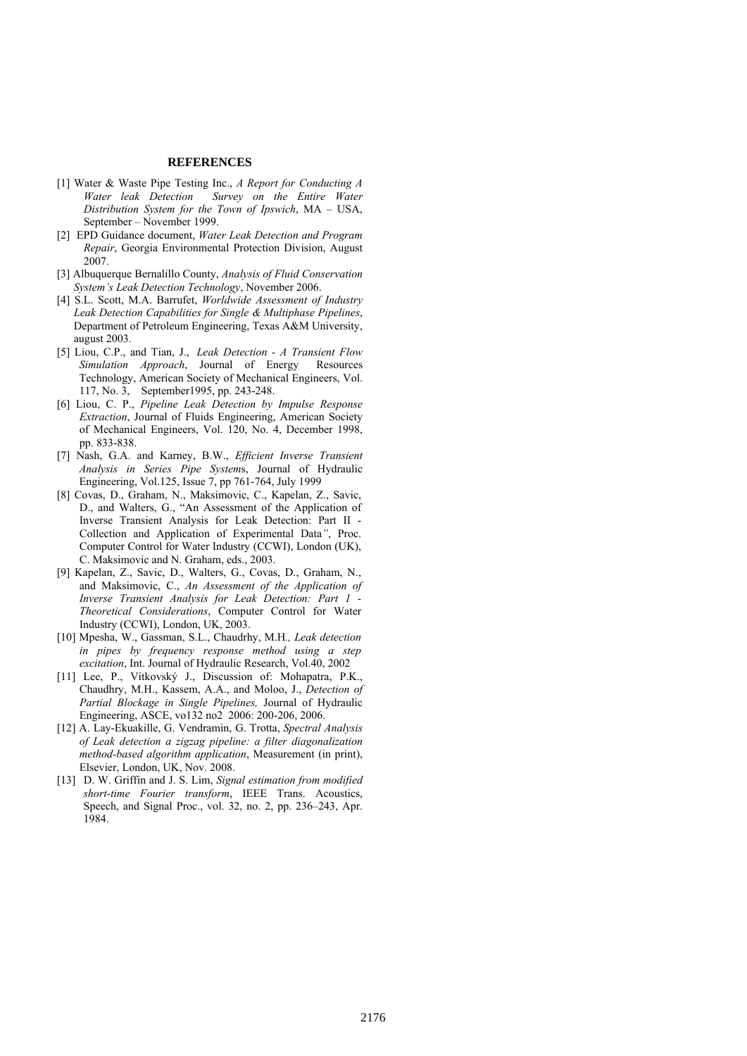## REFERENCES

[1] Water & Waste Pipe Testing Inc., *A Report for Conducting A Water leak Detection Survey on the Entire Water Distribution System for the Town of Ipswich*, MA – USA, September – November 1999.

[2] EPD Guidance document, *Water Leak Detection and Program Repair*, Georgia Environmental Protection Division, August 2007.

[3] Albuquerque Bernalillo County, *Analysis of Fluid Conservation System's Leak Detection Technology*, November 2006.

[4] S.L. Scott, M.A. Barrufet, *Worldwide Assessment of Industry Leak Detection Capabilities for Single & Multiphase Pipelines*, Department of Petroleum Engineering, Texas A&M University, august 2003.

[5] Liou, C.P., and Tian, J., *Leak Detection - A Transient Flow Simulation Approach*, Journal of Energy Resources Technology, American Society of Mechanical Engineers, Vol. 117, No. 3, September1995, pp. 243-248.

[6] Liou, C. P., *Pipeline Leak Detection by Impulse Response Extraction*, Journal of Fluids Engineering, American Society of Mechanical Engineers, Vol. 120, No. 4, December 1998, pp. 833-838.

[7] Nash, G.A. and Karney, B.W., *Efficient Inverse Transient Analysis in Series Pipe Systems*, Journal of Hydraulic Engineering, Vol.125, Issue 7, pp 761-764, July 1999

[8] Covas, D., Graham, N., Maksimovic, C., Kapelan, Z., Savic, D., and Walters, G., "An Assessment of the Application of Inverse Transient Analysis for Leak Detection: Part II - Collection and Application of Experimental Data*"*, Proc. Computer Control for Water Industry (CCWI), London (UK), C. Maksimovic and N. Graham, eds., 2003.

[9] Kapelan, Z., Savic, D., Walters, G., Covas, D., Graham, N., and Maksimovic, C., *An Assessment of the Application of Inverse Transient Analysis for Leak Detection: Part I - Theoretical Considerations*, Computer Control for Water Industry (CCWI), London, UK, 2003.

[10] Mpesha, W., Gassman, S.L., Chaudrhy, M.H.*, Leak detection in pipes by frequency response method using a step excitation*, Int. Journal of Hydraulic Research, Vol.40, 2002

[11] Lee, P., Vítkovský J., Discussion of: Mohapatra, P.K., Chaudhry, M.H., Kassem, A.A., and Moloo, J., *Detection of Partial Blockage in Single Pipelines,* Journal of Hydraulic Engineering, ASCE, vo132 no2 2006: 200-206, 2006.

[12] A. Lay-Ekuakille, G. Vendramin, G. Trotta, *Spectral Analysis of Leak detection a zigzag pipeline: a filter diagonalization method-based algorithm application*, Measurement (in print), Elsevier, London, UK, Nov. 2008.

[13] D. W. Griffin and J. S. Lim, *Signal estimation from modified short-time Fourier transform*, IEEE Trans. Acoustics, Speech, and Signal Proc., vol. 32, no. 2, pp. 236–243, Apr. 1984.